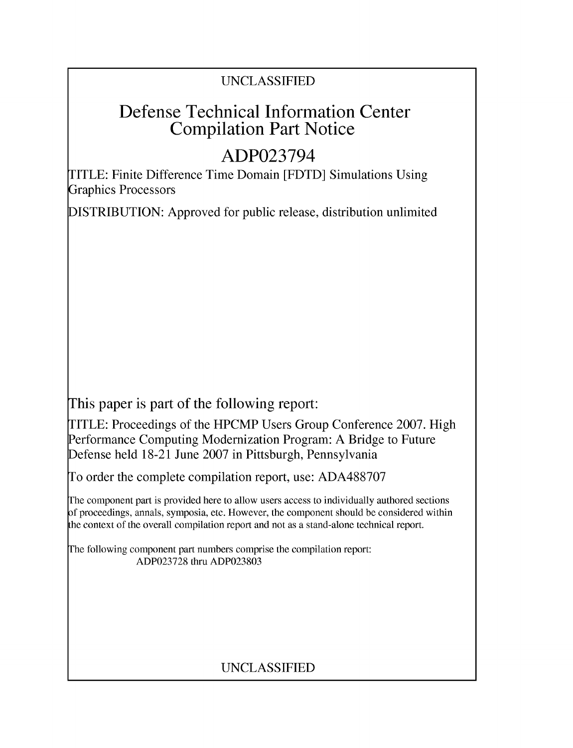UNCLASSIFIED

# Defense Technical Information Center Compilation Part Notice

## ADP023794

TITLE: Finite Difference Time Domain [FDTD] Simulations Using Graphics Processors

DISTRIBUTION: Approved for public release, distribution unlimited

This paper is part of the following report:

TITLE: Proceedings of the HPCMP Users Group Conference 2007. High Performance Computing Modernization Program: A Bridge to Future Defense held 18-21 June 2007 in Pittsburgh, Pennsylvania

To order the complete compilation report, use: ADA488707

The component part is provided here to allow users access to individually authored sections of proceedings, annals, symposia, etc. However, the component should be considered within the context of the overall compilation report and not as a stand-alone technical report.

The following component part numbers comprise the compilation report:
ADP023728 thru ADP023803

UNCLASSIFIED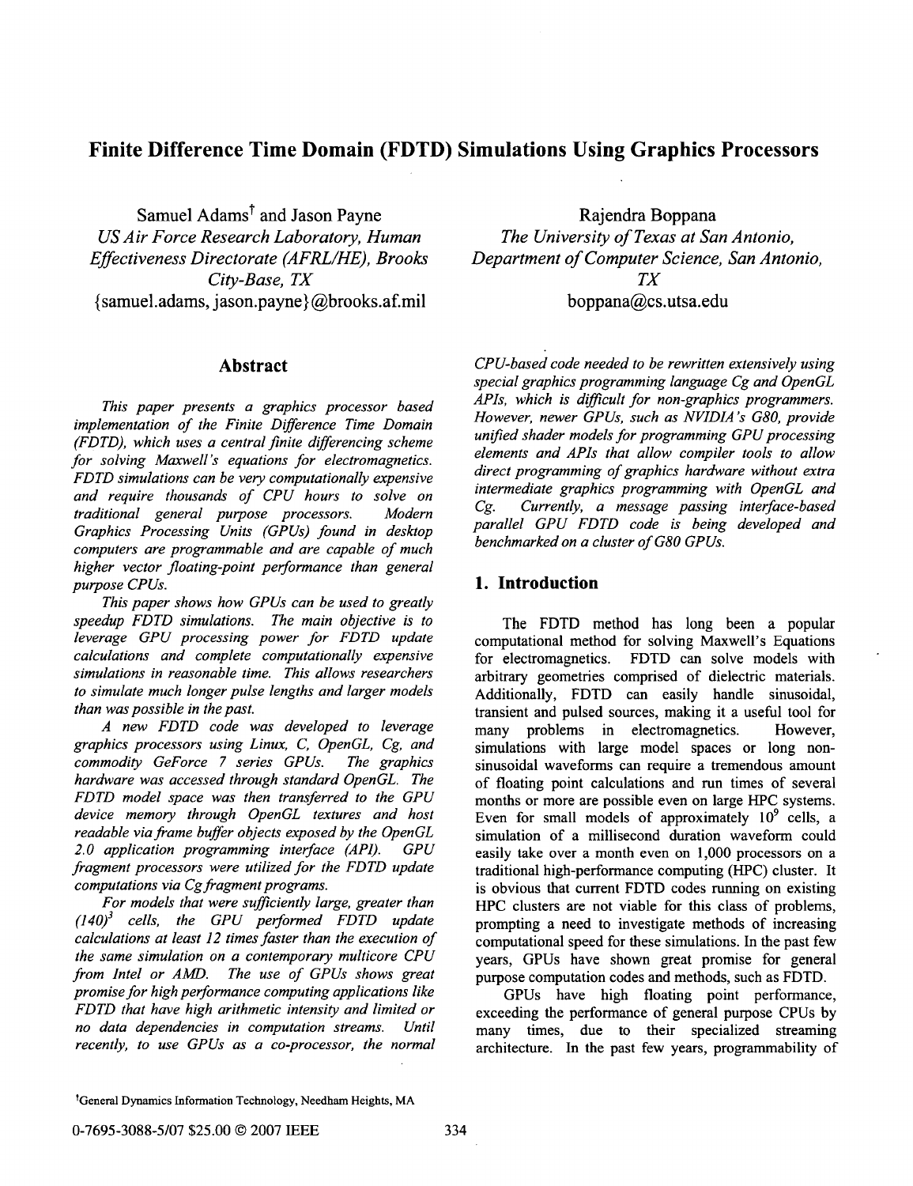# Finite Difference Time Domain (FDTD) Simulations Using Graphics Processors

Samuel Adams[†] and Jason Payne
*US Air Force Research Laboratory, Human Effectiveness Directorate (AFRL/HE), Brooks City-Base, TX*
{samuel.adams, jason.payne}@brooks.af.mil

Rajendra Boppana
*The University of Texas at San Antonio, Department of Computer Science, San Antonio, TX*
boppana@cs.utsa.edu

## Abstract

*This paper presents a graphics processor based implementation of the Finite Difference Time Domain (FDTD), which uses a central finite differencing scheme for solving Maxwell's equations for electromagnetics. FDTD simulations can be very computationally expensive and require thousands of CPU hours to solve on traditional general purpose processors. Modern Graphics Processing Units (GPUs) found in desktop computers are programmable and are capable of much higher vector floating-point performance than general purpose CPUs.*

*This paper shows how GPUs can be used to greatly speedup FDTD simulations. The main objective is to leverage GPU processing power for FDTD update calculations and complete computationally expensive simulations in reasonable time. This allows researchers to simulate much longer pulse lengths and larger models than was possible in the past.*

*A new FDTD code was developed to leverage graphics processors using Linux, C, OpenGL, Cg, and commodity GeForce 7 series GPUs. The graphics hardware was accessed through standard OpenGL. The FDTD model space was then transferred to the GPU device memory through OpenGL textures and host readable via frame buffer objects exposed by the OpenGL 2.0 application programming interface (API). GPU fragment processors were utilized for the FDTD update computations via Cg fragment programs.*

*For models that were sufficiently large, greater than $(140)^3$ cells, the GPU performed FDTD update calculations at least 12 times faster than the execution of the same simulation on a contemporary multicore CPU from Intel or AMD. The use of GPUs shows great promise for high performance computing applications like FDTD that have high arithmetic intensity and limited or no data dependencies in computation streams. Until recently, to use GPUs as a co-processor, the normal CPU-based code needed to be rewritten extensively using special graphics programming language Cg and OpenGL APIs, which is difficult for non-graphics programmers. However, newer GPUs, such as NVIDIA's G80, provide unified shader models for programming GPU processing elements and APIs that allow compiler tools to allow direct programming of graphics hardware without extra intermediate graphics programming with OpenGL and Cg. Currently, a message passing interface-based parallel GPU FDTD code is being developed and benchmarked on a cluster of G80 GPUs.*

## 1. Introduction

The FDTD method has long been a popular computational method for solving Maxwell's Equations for electromagnetics. FDTD can solve models with arbitrary geometries comprised of dielectric materials. Additionally, FDTD can easily handle sinusoidal, transient and pulsed sources, making it a useful tool for many problems in electromagnetics. However, simulations with large model spaces or long non-sinusoidal waveforms can require a tremendous amount of floating point calculations and run times of several months or more are possible even on large HPC systems. Even for small models of approximately $10^9$ cells, a simulation of a millisecond duration waveform could easily take over a month even on 1,000 processors on a traditional high-performance computing (HPC) cluster. It is obvious that current FDTD codes running on existing HPC clusters are not viable for this class of problems, prompting a need to investigate methods of increasing computational speed for these simulations. In the past few years, GPUs have shown great promise for general purpose computation codes and methods, such as FDTD.

GPUs have high floating point performance, exceeding the performance of general purpose CPUs by many times, due to their specialized streaming architecture. In the past few years, programmability of

[†]General Dynamics Information Technology, Needham Heights, MA

0-7695-3088-5/07 $25.00 © 2007 IEEE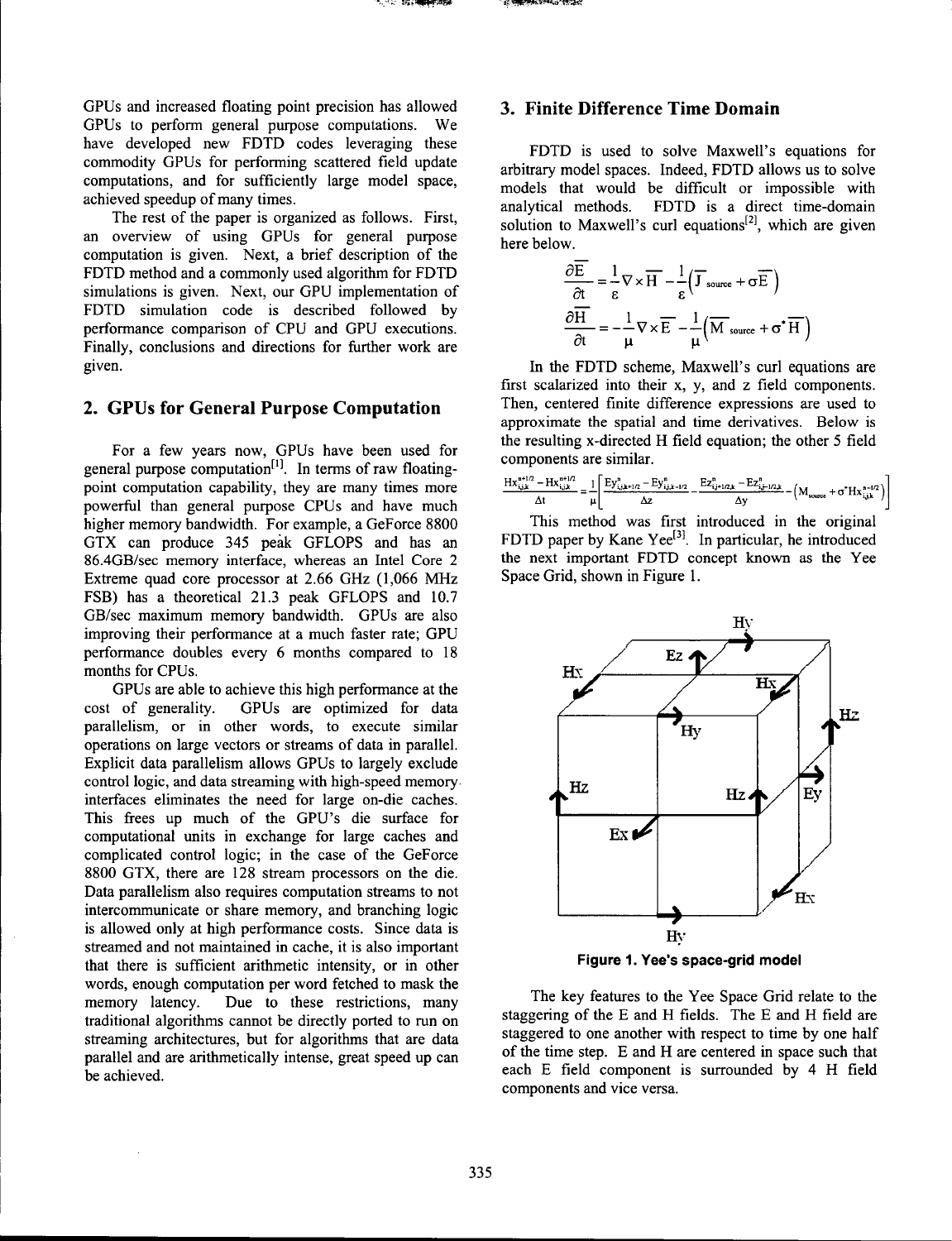GPUs and increased floating point precision has allowed GPUs to perform general purpose computations. We have developed new FDTD codes leveraging these commodity GPUs for performing scattered field update computations, and for sufficiently large model space, achieved speedup of many times.

The rest of the paper is organized as follows. First, an overview of using GPUs for general purpose computation is given. Next, a brief description of the FDTD method and a commonly used algorithm for FDTD simulations is given. Next, our GPU implementation of FDTD simulation code is described followed by performance comparison of CPU and GPU executions. Finally, conclusions and directions for further work are given.

## 2. GPUs for General Purpose Computation

For a few years now, GPUs have been used for general purpose computation[1]. In terms of raw floating-point computation capability, they are many times more powerful than general purpose CPUs and have much higher memory bandwidth. For example, a GeForce 8800 GTX can produce 345 peak GFLOPS and has an 86.4GB/sec memory interface, whereas an Intel Core 2 Extreme quad core processor at 2.66 GHz (1,066 MHz FSB) has a theoretical 21.3 peak GFLOPS and 10.7 GB/sec maximum memory bandwidth. GPUs are also improving their performance at a much faster rate; GPU performance doubles every 6 months compared to 18 months for CPUs.

GPUs are able to achieve this high performance at the cost of generality. GPUs are optimized for data parallelism, or in other words, to execute similar operations on large vectors or streams of data in parallel. Explicit data parallelism allows GPUs to largely exclude control logic, and data streaming with high-speed memory interfaces eliminates the need for large on-die caches. This frees up much of the GPU's die surface for computational units in exchange for large caches and complicated control logic; in the case of the GeForce 8800 GTX, there are 128 stream processors on the die. Data parallelism also requires computation streams to not intercommunicate or share memory, and branching logic is allowed only at high performance costs. Since data is streamed and not maintained in cache, it is also important that there is sufficient arithmetic intensity, or in other words, enough computation per word fetched to mask the memory latency. Due to these restrictions, many traditional algorithms cannot be directly ported to run on streaming architectures, but for algorithms that are data parallel and are arithmetically intense, great speed up can be achieved.

## 3. Finite Difference Time Domain

FDTD is used to solve Maxwell's equations for arbitrary model spaces. Indeed, FDTD allows us to solve models that would be difficult or impossible with analytical methods. FDTD is a direct time-domain solution to Maxwell's curl equations[2], which are given here below.

$$\frac{\partial \overline{E}}{\partial t} = \frac{1}{\varepsilon}\nabla \times \overline{H} - \frac{1}{\varepsilon}\left(\overline{J}_{source} + \sigma \overline{E}\right)$$

$$\frac{\partial \overline{H}}{\partial t} = -\frac{1}{\mu}\nabla \times \overline{E} - \frac{1}{\mu}\left(\overline{M}_{source} + \sigma^{*} \overline{H}\right)$$

In the FDTD scheme, Maxwell's curl equations are first scalarized into their x, y, and z field components. Then, centered finite difference expressions are used to approximate the spatial and time derivatives. Below is the resulting x-directed H field equation; the other 5 field components are similar.

$$\frac{Hx^{n+1/2}_{i,j,k} - Hx^{n+1/2}_{i,j,k}}{\Delta t} = \frac{1}{\mu}\left[\frac{Ey^{n}_{i,j,k+1/2} - Ey^{n}_{i,j,k-1/2}}{\Delta z} - \frac{Ez^{n}_{i,j+1/2,k} - Ez^{n}_{i,j-1/2,k}}{\Delta y} - \left(M_{source} + \sigma^{*} Hx^{n-1/2}_{i,j,k}\right)\right]$$

This method was first introduced in the original FDTD paper by Kane Yee[3]. In particular, he introduced the next important FDTD concept known as the Yee Space Grid, shown in Figure 1.

Figure 1. Yee's space-grid model

The key features to the Yee Space Grid relate to the staggering of the E and H fields. The E and H field are staggered to one another with respect to time by one half of the time step. E and H are centered in space such that each E field component is surrounded by 4 H field components and vice versa.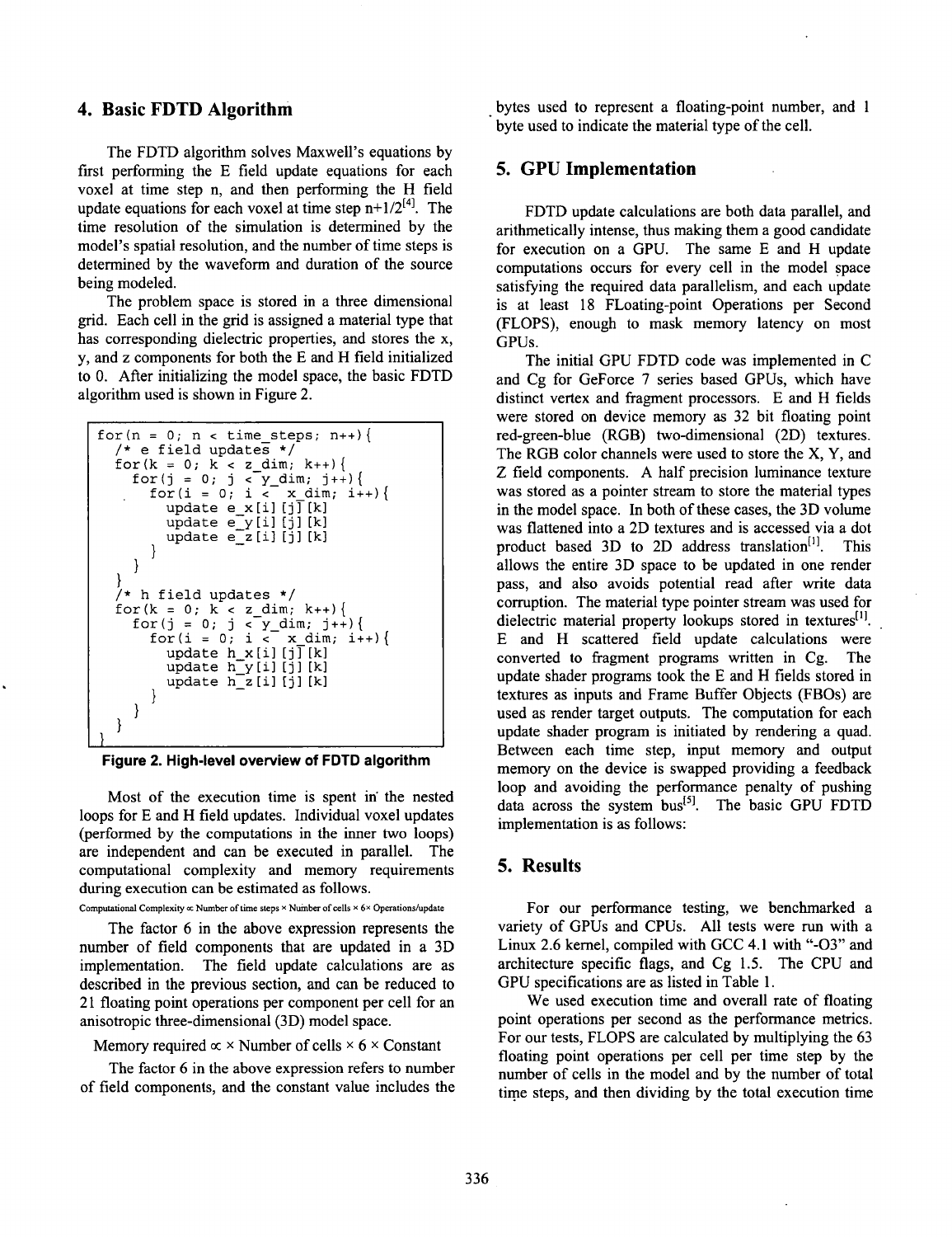## 4. Basic FDTD Algorithm

The FDTD algorithm solves Maxwell's equations by first performing the E field update equations for each voxel at time step n, and then performing the H field update equations for each voxel at time step n+1/2[4]. The time resolution of the simulation is determined by the model's spatial resolution, and the number of time steps is determined by the waveform and duration of the source being modeled.

The problem space is stored in a three dimensional grid. Each cell in the grid is assigned a material type that has corresponding dielectric properties, and stores the x, y, and z components for both the E and H field initialized to 0. After initializing the model space, the basic FDTD algorithm used is shown in Figure 2.

```
for(n = 0; n < time_steps; n++){
  /* e field updates */
  for(k = 0; k < z_dim; k++){
    for(j = 0; j < y_dim; j++){
      for(i = 0; i <  x_dim; i++){
        update e_x[i][j][k]
        update e_y[i][j][k]
        update e_z[i][j][k]
      }
    }
  }
  /* h field updates */
  for(k = 0; k < z_dim; k++){
    for(j = 0; j < y_dim; j++){
      for(i = 0; i <  x_dim; i++){
        update h_x[i][j][k]
        update h_y[i][j][k]
        update h_z[i][j][k]
      }
    }
  }
}
```

**Figure 2. High-level overview of FDTD algorithm**

Most of the execution time is spent in the nested loops for E and H field updates. Individual voxel updates (performed by the computations in the inner two loops) are independent and can be executed in parallel. The computational complexity and memory requirements during execution can be estimated as follows.

Computational Complexity $\propto$ Number of time steps $\times$ Number of cells $\times$ 6 $\times$ Operations/update

The factor 6 in the above expression represents the number of field components that are updated in a 3D implementation. The field update calculations are as described in the previous section, and can be reduced to 21 floating point operations per component per cell for an anisotropic three-dimensional (3D) model space.

Memory required $\propto$ $\times$ Number of cells $\times$ 6 $\times$ Constant

The factor 6 in the above expression refers to number of field components, and the constant value includes the bytes used to represent a floating-point number, and 1 byte used to indicate the material type of the cell.

## 5. GPU Implementation

FDTD update calculations are both data parallel, and arithmetically intense, thus making them a good candidate for execution on a GPU. The same E and H update computations occurs for every cell in the model space satisfying the required data parallelism, and each update is at least 18 FLoating-point Operations per Second (FLOPS), enough to mask memory latency on most GPUs.

The initial GPU FDTD code was implemented in C and Cg for GeForce 7 series based GPUs, which have distinct vertex and fragment processors. E and H fields were stored on device memory as 32 bit floating point red-green-blue (RGB) two-dimensional (2D) textures. The RGB color channels were used to store the X, Y, and Z field components. A half precision luminance texture was stored as a pointer stream to store the material types in the model space. In both of these cases, the 3D volume was flattened into a 2D textures and is accessed via a dot product based 3D to 2D address translation[1]. This allows the entire 3D space to be updated in one render pass, and also avoids potential read after write data corruption. The material type pointer stream was used for dielectric material property lookups stored in textures[1]. E and H scattered field update calculations were converted to fragment programs written in Cg. The update shader programs took the E and H fields stored in textures as inputs and Frame Buffer Objects (FBOs) are used as render target outputs. The computation for each update shader program is initiated by rendering a quad. Between each time step, input memory and output memory on the device is swapped providing a feedback loop and avoiding the performance penalty of pushing data across the system bus[5]. The basic GPU FDTD implementation is as follows:

## 5. Results

For our performance testing, we benchmarked a variety of GPUs and CPUs. All tests were run with a Linux 2.6 kernel, compiled with GCC 4.1 with "-O3" and architecture specific flags, and Cg 1.5. The CPU and GPU specifications are as listed in Table 1.

We used execution time and overall rate of floating point operations per second as the performance metrics. For our tests, FLOPS are calculated by multiplying the 63 floating point operations per cell per time step by the number of cells in the model and by the number of total time steps, and then dividing by the total execution time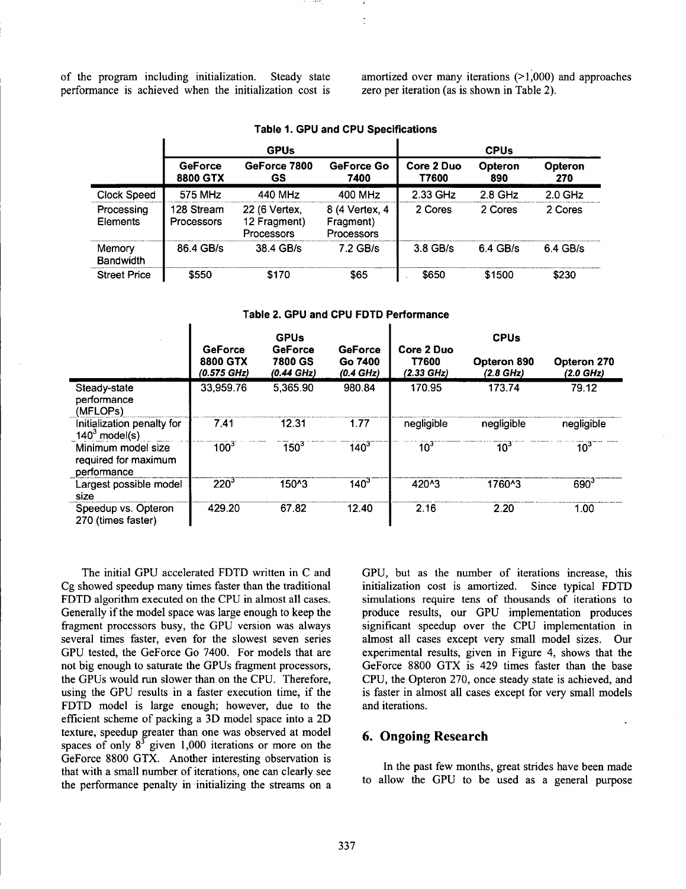of the program including initialization. Steady state performance is achieved when the initialization cost is amortized over many iterations (>1,000) and approaches zero per iteration (as is shown in Table 2).

**Table 1. GPU and CPU Specifications**

| | GPUs | | | CPUs | | |
|---|---|---|---|---|---|---|
| | **GeForce 8800 GTX** | **GeForce 7800 GS** | **GeForce Go 7400** | **Core 2 Duo T7600** | **Opteron 890** | **Opteron 270** |
| Clock Speed | 575 MHz | 440 MHz | 400 MHz | 2.33 GHz | 2.8 GHz | 2.0 GHz |
| Processing Elements | 128 Stream Processors | 22 (6 Vertex, 12 Fragment) Processors | 8 (4 Vertex, 4 Fragment) Processors | 2 Cores | 2 Cores | 2 Cores |
| Memory Bandwidth | 86.4 GB/s | 38.4 GB/s | 7.2 GB/s | 3.8 GB/s | 6.4 GB/s | 6.4 GB/s |
| Street Price | \$550 | \$170 | \$65 | \$650 | \$1500 | \$230 |

**Table 2. GPU and CPU FDTD Performance**

| | GPUs | | | CPUs | | |
|---|---|---|---|---|---|---|
| | **GeForce 8800 GTX** *(0.575 GHz)* | **GeForce 7800 GS** *(0.44 GHz)* | **GeForce Go 7400** *(0.4 GHz)* | **Core 2 Duo T7600** *(2.33 GHz)* | **Opteron 890** *(2.8 GHz)* | **Opteron 270** *(2.0 GHz)* |
| Steady-state performance (MFLOPs) | 33,959.76 | 5,365.90 | 980.84 | 170.95 | 173.74 | 79.12 |
| Initialization penalty for $140^3$ model(s) | 7.41 | 12.31 | 1.77 | negligible | negligible | negligible |
| Minimum model size required for maximum performance | $100^3$ | $150^3$ | $140^3$ | $10^3$ | $10^3$ | $10^3$ |
| Largest possible model size | $220^3$ | 150^3 | $140^3$ | 420^3 | 1760^3 | $690^3$ |
| Speedup vs. Opteron 270 (times faster) | 429.20 | 67.82 | 12.40 | 2.16 | 2.20 | 1.00 |

The initial GPU accelerated FDTD written in C and Cg showed speedup many times faster than the traditional FDTD algorithm executed on the CPU in almost all cases. Generally if the model space was large enough to keep the fragment processors busy, the GPU version was always several times faster, even for the slowest seven series GPU tested, the GeForce Go 7400. For models that are not big enough to saturate the GPUs fragment processors, the GPUs would run slower than on the CPU. Therefore, using the GPU results in a faster execution time, if the FDTD model is large enough; however, due to the efficient scheme of packing a 3D model space into a 2D texture, speedup greater than one was observed at model spaces of only $8^3$ given 1,000 iterations or more on the GeForce 8800 GTX. Another interesting observation is that with a small number of iterations, one can clearly see the performance penalty in initializing the streams on a GPU, but as the number of iterations increase, this initialization cost is amortized. Since typical FDTD simulations require tens of thousands of iterations to produce results, our GPU implementation produces significant speedup over the CPU implementation in almost all cases except very small model sizes. Our experimental results, given in Figure 4, shows that the GeForce 8800 GTX is 429 times faster than the base CPU, the Opteron 270, once steady state is achieved, and is faster in almost all cases except for very small models and iterations.

## 6. Ongoing Research

In the past few months, great strides have been made to allow the GPU to be used as a general purpose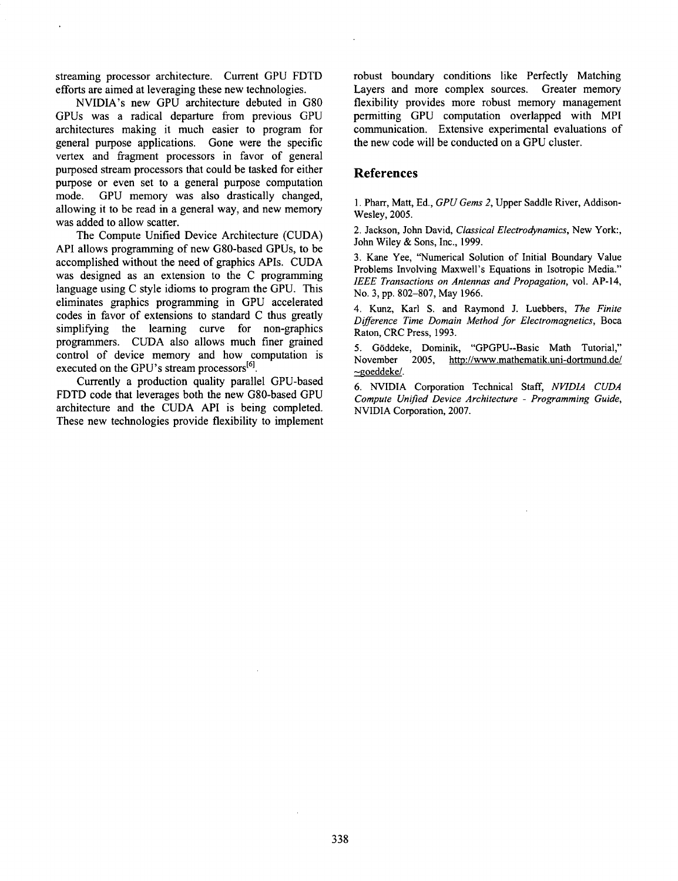streaming processor architecture. Current GPU FDTD efforts are aimed at leveraging these new technologies.

NVIDIA's new GPU architecture debuted in G80 GPUs was a radical departure from previous GPU architectures making it much easier to program for general purpose applications. Gone were the specific vertex and fragment processors in favor of general purposed stream processors that could be tasked for either purpose or even set to a general purpose computation mode. GPU memory was also drastically changed, allowing it to be read in a general way, and new memory was added to allow scatter.

The Compute Unified Device Architecture (CUDA) API allows programming of new G80-based GPUs, to be accomplished without the need of graphics APIs. CUDA was designed as an extension to the C programming language using C style idioms to program the GPU. This eliminates graphics programming in GPU accelerated codes in favor of extensions to standard C thus greatly simplifying the learning curve for non-graphics programmers. CUDA also allows much finer grained control of device memory and how computation is executed on the GPU's stream processors[6].

Currently a production quality parallel GPU-based FDTD code that leverages both the new G80-based GPU architecture and the CUDA API is being completed. These new technologies provide flexibility to implement robust boundary conditions like Perfectly Matching Layers and more complex sources. Greater memory flexibility provides more robust memory management permitting GPU computation overlapped with MPI communication. Extensive experimental evaluations of the new code will be conducted on a GPU cluster.

## References

1. Pharr, Matt, Ed., *GPU Gems 2*, Upper Saddle River, Addison-Wesley, 2005.

2. Jackson, John David, *Classical Electrodynamics*, New York:, John Wiley & Sons, Inc., 1999.

3. Kane Yee, "Numerical Solution of Initial Boundary Value Problems Involving Maxwell's Equations in Isotropic Media." *IEEE Transactions on Antennas and Propagation*, vol. AP-14, No. 3, pp. 802–807, May 1966.

4. Kunz, Karl S. and Raymond J. Luebbers, *The Finite Difference Time Domain Method for Electromagnetics*, Boca Raton, CRC Press, 1993.

5. Göddeke, Dominik, "GPGPU--Basic Math Tutorial," November 2005, http://www.mathematik.uni-dortmund.de/~goeddeke/.

6. NVIDIA Corporation Technical Staff, *NVIDIA CUDA Compute Unified Device Architecture - Programming Guide*, NVIDIA Corporation, 2007.